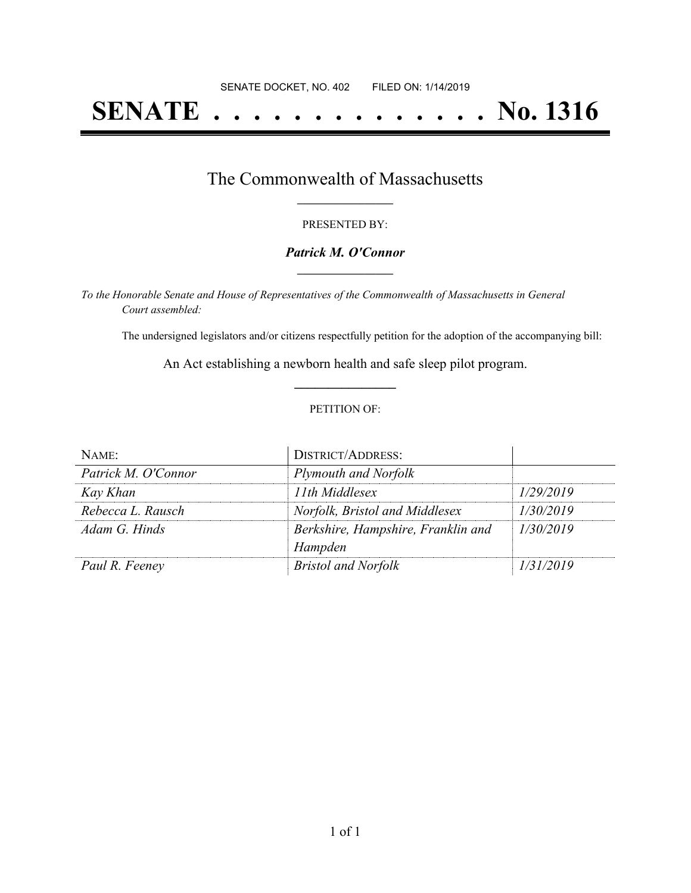SENATE DOCKET, NO. 402        FILED ON: 1/14/2019

# SENATE . . . . . . . . . . . . . . . No. 1316

## The Commonwealth of Massachusetts

PRESENTED BY:

***Patrick M. O'Connor***

*To the Honorable Senate and House of Representatives of the Commonwealth of Massachusetts in General Court assembled:*

The undersigned legislators and/or citizens respectfully petition for the adoption of the accompanying bill:

An Act establishing a newborn health and safe sleep pilot program.

PETITION OF:

| NAME: | DISTRICT/ADDRESS: | |
|---|---|---|
| *Patrick M. O'Connor* | *Plymouth and Norfolk* | |
| *Kay Khan* | *11th Middlesex* | *1/29/2019* |
| *Rebecca L. Rausch* | *Norfolk, Bristol and Middlesex* | *1/30/2019* |
| *Adam G. Hinds* | *Berkshire, Hampshire, Franklin and Hampden* | *1/30/2019* |
| *Paul R. Feeney* | *Bristol and Norfolk* | *1/31/2019* |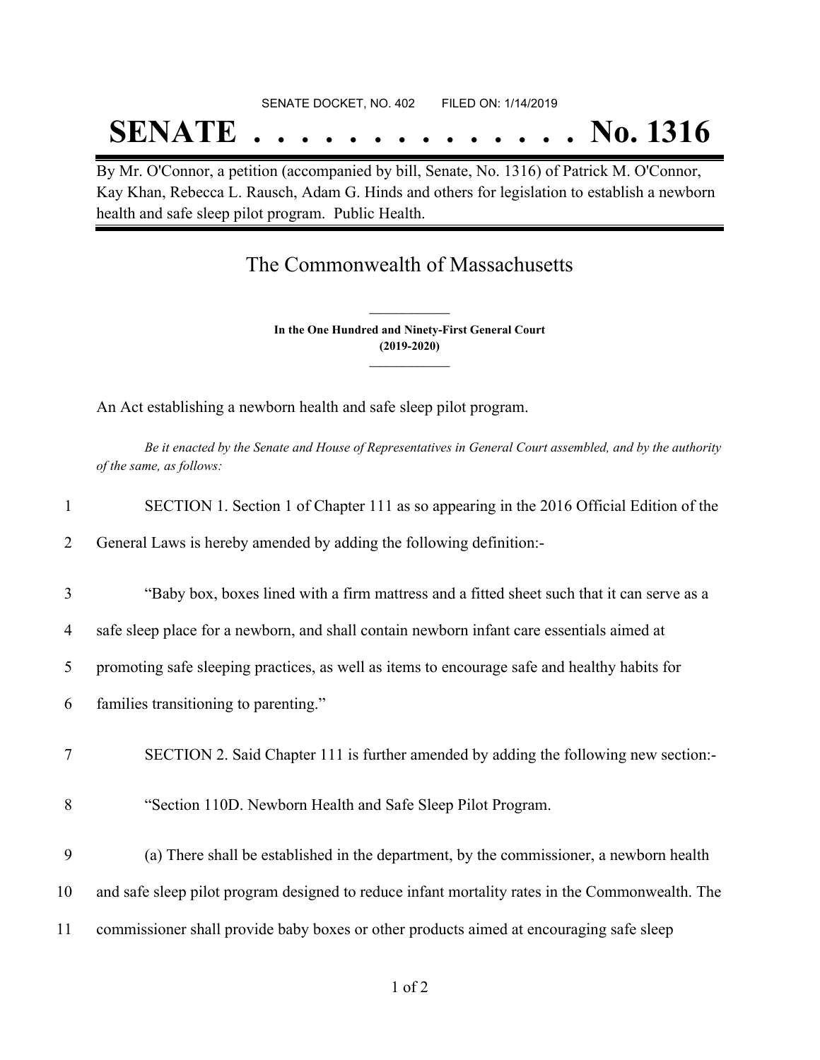SENATE DOCKET, NO. 402        FILED ON: 1/14/2019

# SENATE . . . . . . . . . . . . . . No. 1316

By Mr. O'Connor, a petition (accompanied by bill, Senate, No. 1316) of Patrick M. O'Connor, Kay Khan, Rebecca L. Rausch, Adam G. Hinds and others for legislation to establish a newborn health and safe sleep pilot program. Public Health.

## The Commonwealth of Massachusetts

**In the One Hundred and Ninety-First General Court**
**(2019-2020)**

An Act establishing a newborn health and safe sleep pilot program.

*Be it enacted by the Senate and House of Representatives in General Court assembled, and by the authority of the same, as follows:*

1 SECTION 1. Section 1 of Chapter 111 as so appearing in the 2016 Official Edition of the
2 General Laws is hereby amended by adding the following definition:-

3 "Baby box, boxes lined with a firm mattress and a fitted sheet such that it can serve as a
4 safe sleep place for a newborn, and shall contain newborn infant care essentials aimed at
5 promoting safe sleeping practices, as well as items to encourage safe and healthy habits for
6 families transitioning to parenting."

7 SECTION 2. Said Chapter 111 is further amended by adding the following new section:-

8 "Section 110D. Newborn Health and Safe Sleep Pilot Program.

9 (a) There shall be established in the department, by the commissioner, a newborn health
10 and safe sleep pilot program designed to reduce infant mortality rates in the Commonwealth. The
11 commissioner shall provide baby boxes or other products aimed at encouraging safe sleep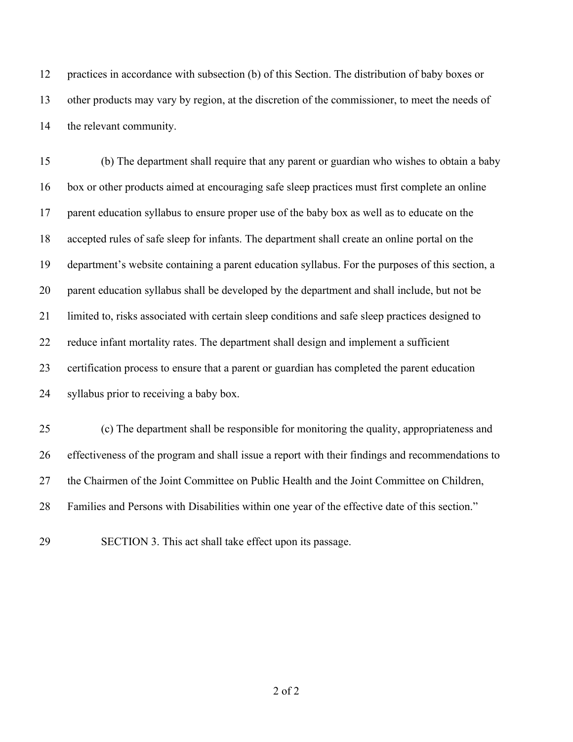practices in accordance with subsection (b) of this Section. The distribution of baby boxes or other products may vary by region, at the discretion of the commissioner, to meet the needs of the relevant community.

(b) The department shall require that any parent or guardian who wishes to obtain a baby box or other products aimed at encouraging safe sleep practices must first complete an online parent education syllabus to ensure proper use of the baby box as well as to educate on the accepted rules of safe sleep for infants. The department shall create an online portal on the department's website containing a parent education syllabus. For the purposes of this section, a parent education syllabus shall be developed by the department and shall include, but not be limited to, risks associated with certain sleep conditions and safe sleep practices designed to reduce infant mortality rates. The department shall design and implement a sufficient certification process to ensure that a parent or guardian has completed the parent education syllabus prior to receiving a baby box.

(c) The department shall be responsible for monitoring the quality, appropriateness and effectiveness of the program and shall issue a report with their findings and recommendations to the Chairmen of the Joint Committee on Public Health and the Joint Committee on Children, Families and Persons with Disabilities within one year of the effective date of this section."

SECTION 3. This act shall take effect upon its passage.